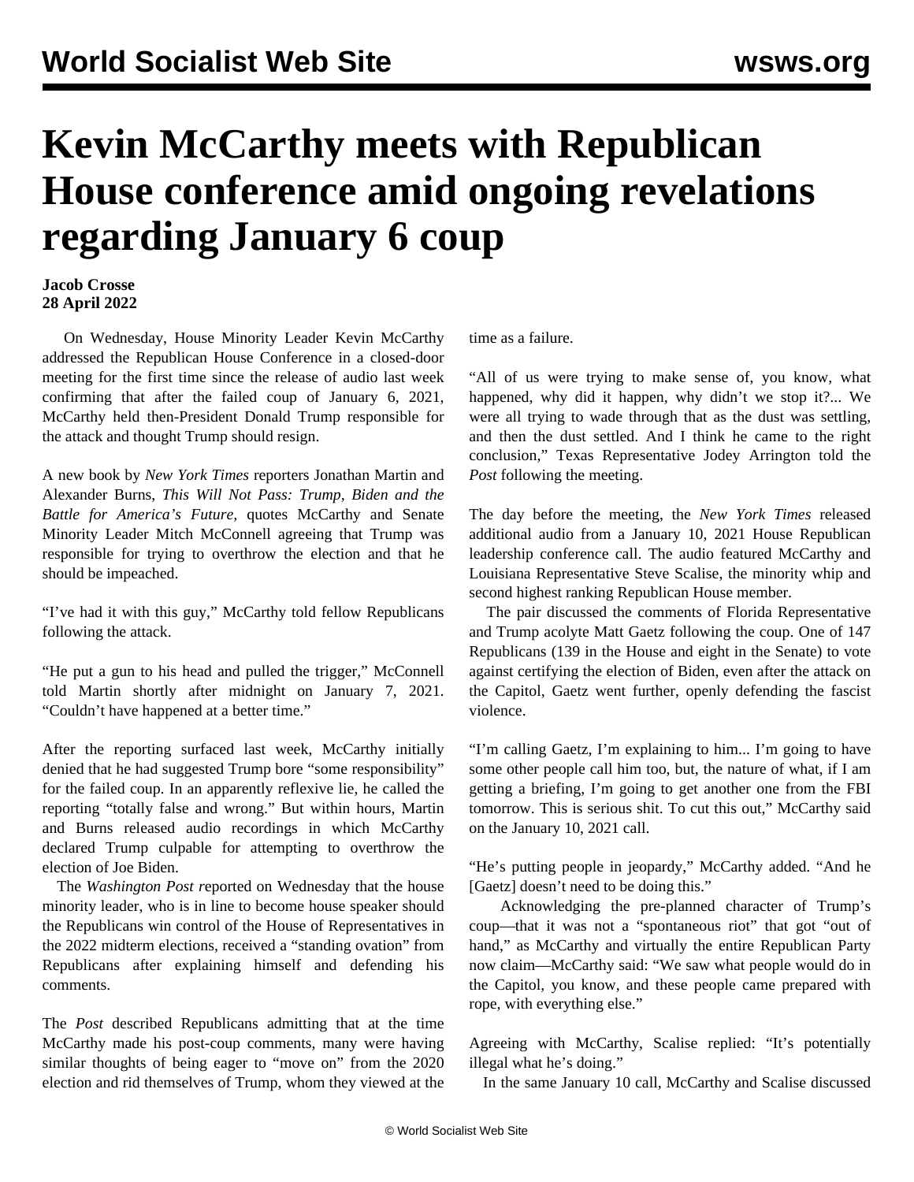# Kevin McCarthy meets with Republican House conference amid ongoing revelations regarding January 6 coup

**Jacob Crosse**
**28 April 2022**

On Wednesday, House Minority Leader Kevin McCarthy addressed the Republican House Conference in a closed-door meeting for the first time since the release of audio last week confirming that after the failed coup of January 6, 2021, McCarthy held then-President Donald Trump responsible for the attack and thought Trump should resign.

A new book by *New York Times* reporters Jonathan Martin and Alexander Burns, *This Will Not Pass: Trump, Biden and the Battle for America's Future,* quotes McCarthy and Senate Minority Leader Mitch McConnell agreeing that Trump was responsible for trying to overthrow the election and that he should be impeached.

"I've had it with this guy," McCarthy told fellow Republicans following the attack.

"He put a gun to his head and pulled the trigger," McConnell told Martin shortly after midnight on January 7, 2021. "Couldn't have happened at a better time."

After the reporting surfaced last week, McCarthy initially denied that he had suggested Trump bore "some responsibility" for the failed coup. In an apparently reflexive lie, he called the reporting "totally false and wrong." But within hours, Martin and Burns released audio recordings in which McCarthy declared Trump culpable for attempting to overthrow the election of Joe Biden.

The *Washington Post r*eported on Wednesday that the house minority leader, who is in line to become house speaker should the Republicans win control of the House of Representatives in the 2022 midterm elections, received a "standing ovation" from Republicans after explaining himself and defending his comments.

The *Post* described Republicans admitting that at the time McCarthy made his post-coup comments, many were having similar thoughts of being eager to "move on" from the 2020 election and rid themselves of Trump, whom they viewed at the time as a failure.

"All of us were trying to make sense of, you know, what happened, why did it happen, why didn't we stop it?... We were all trying to wade through that as the dust was settling, and then the dust settled. And I think he came to the right conclusion," Texas Representative Jodey Arrington told the *Post* following the meeting.

The day before the meeting, the *New York Times* released additional audio from a January 10, 2021 House Republican leadership conference call. The audio featured McCarthy and Louisiana Representative Steve Scalise, the minority whip and second highest ranking Republican House member.

The pair discussed the comments of Florida Representative and Trump acolyte Matt Gaetz following the coup. One of 147 Republicans (139 in the House and eight in the Senate) to vote against certifying the election of Biden, even after the attack on the Capitol, Gaetz went further, openly defending the fascist violence.

"I'm calling Gaetz, I'm explaining to him... I'm going to have some other people call him too, but, the nature of what, if I am getting a briefing, I'm going to get another one from the FBI tomorrow. This is serious shit. To cut this out," McCarthy said on the January 10, 2021 call.

"He's putting people in jeopardy," McCarthy added. "And he [Gaetz] doesn't need to be doing this."

Acknowledging the pre-planned character of Trump's coup—that it was not a "spontaneous riot" that got "out of hand," as McCarthy and virtually the entire Republican Party now claim—McCarthy said: "We saw what people would do in the Capitol, you know, and these people came prepared with rope, with everything else."

Agreeing with McCarthy, Scalise replied: "It's potentially illegal what he's doing."

In the same January 10 call, McCarthy and Scalise discussed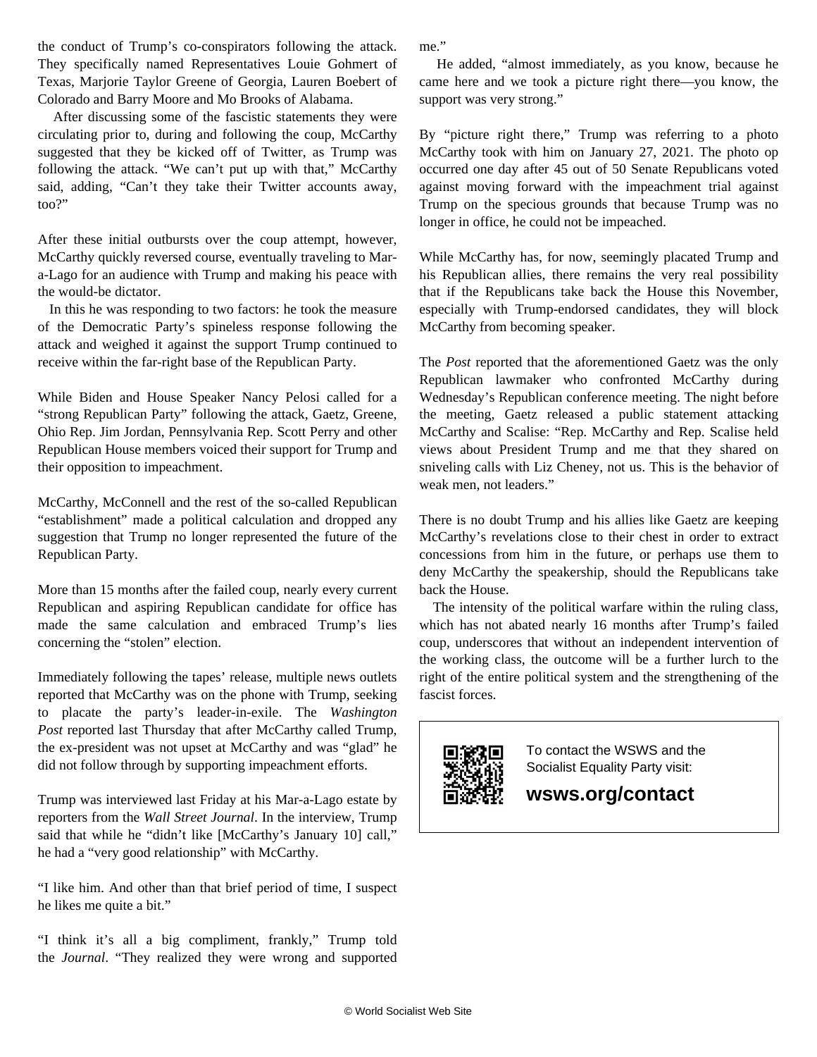the conduct of Trump's co-conspirators following the attack. They specifically named Representatives Louie Gohmert of Texas, Marjorie Taylor Greene of Georgia, Lauren Boebert of Colorado and Barry Moore and Mo Brooks of Alabama.

After discussing some of the fascistic statements they were circulating prior to, during and following the coup, McCarthy suggested that they be kicked off of Twitter, as Trump was following the attack. "We can't put up with that," McCarthy said, adding, "Can't they take their Twitter accounts away, too?"

After these initial outbursts over the coup attempt, however, McCarthy quickly reversed course, eventually traveling to Mar-a-Lago for an audience with Trump and making his peace with the would-be dictator.

In this he was responding to two factors: he took the measure of the Democratic Party's spineless response following the attack and weighed it against the support Trump continued to receive within the far-right base of the Republican Party.

While Biden and House Speaker Nancy Pelosi called for a "strong Republican Party" following the attack, Gaetz, Greene, Ohio Rep. Jim Jordan, Pennsylvania Rep. Scott Perry and other Republican House members voiced their support for Trump and their opposition to impeachment.

McCarthy, McConnell and the rest of the so-called Republican "establishment" made a political calculation and dropped any suggestion that Trump no longer represented the future of the Republican Party.

More than 15 months after the failed coup, nearly every current Republican and aspiring Republican candidate for office has made the same calculation and embraced Trump's lies concerning the "stolen" election.

Immediately following the tapes' release, multiple news outlets reported that McCarthy was on the phone with Trump, seeking to placate the party's leader-in-exile. The *Washington Post* reported last Thursday that after McCarthy called Trump, the ex-president was not upset at McCarthy and was "glad" he did not follow through by supporting impeachment efforts.

Trump was interviewed last Friday at his Mar-a-Lago estate by reporters from the *Wall Street Journal*. In the interview, Trump said that while he "didn't like [McCarthy's January 10] call," he had a "very good relationship" with McCarthy.

"I like him. And other than that brief period of time, I suspect he likes me quite a bit."

"I think it's all a big compliment, frankly," Trump told the *Journal*. "They realized they were wrong and supported me."

He added, "almost immediately, as you know, because he came here and we took a picture right there—you know, the support was very strong."

By "picture right there," Trump was referring to a photo McCarthy took with him on January 27, 2021. The photo op occurred one day after 45 out of 50 Senate Republicans voted against moving forward with the impeachment trial against Trump on the specious grounds that because Trump was no longer in office, he could not be impeached.

While McCarthy has, for now, seemingly placated Trump and his Republican allies, there remains the very real possibility that if the Republicans take back the House this November, especially with Trump-endorsed candidates, they will block McCarthy from becoming speaker.

The *Post* reported that the aforementioned Gaetz was the only Republican lawmaker who confronted McCarthy during Wednesday's Republican conference meeting. The night before the meeting, Gaetz released a public statement attacking McCarthy and Scalise: "Rep. McCarthy and Rep. Scalise held views about President Trump and me that they shared on sniveling calls with Liz Cheney, not us. This is the behavior of weak men, not leaders."

There is no doubt Trump and his allies like Gaetz are keeping McCarthy's revelations close to their chest in order to extract concessions from him in the future, or perhaps use them to deny McCarthy the speakership, should the Republicans take back the House.

The intensity of the political warfare within the ruling class, which has not abated nearly 16 months after Trump's failed coup, underscores that without an independent intervention of the working class, the outcome will be a further lurch to the right of the entire political system and the strengthening of the fascist forces.

To contact the WSWS and the Socialist Equality Party visit:

**wsws.org/contact**